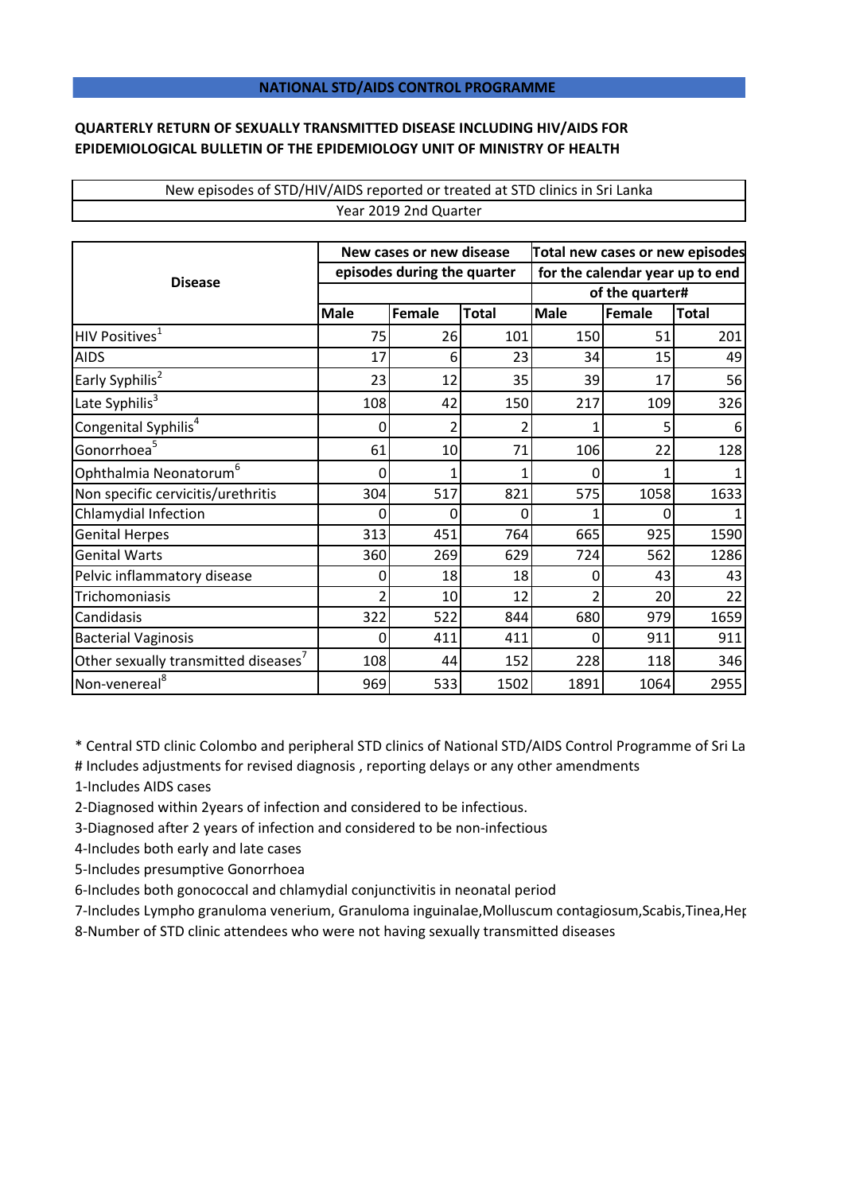## NATIONAL STD/AIDS CONTROL PROGRAMME

**QUARTERLY RETURN OF SEXUALLY TRANSMITTED DISEASE INCLUDING HIV/AIDS FOR EPIDEMIOLOGICAL BULLETIN OF THE EPIDEMIOLOGY UNIT OF MINISTRY OF HEALTH**

New episodes of STD/HIV/AIDS reported or treated at STD clinics in Sri Lanka

Year 2019 2nd Quarter

| Disease | New cases or new disease episodes during the quarter | | | Total new cases or new episodes for the calendar year up to end of the quarter# | | |
|---|---|---|---|---|---|---|
| | Male | Female | Total | Male | Female | Total |
| HIV Positives[1] | 75 | 26 | 101 | 150 | 51 | 201 |
| AIDS | 17 | 6 | 23 | 34 | 15 | 49 |
| Early Syphilis[2] | 23 | 12 | 35 | 39 | 17 | 56 |
| Late Syphilis[3] | 108 | 42 | 150 | 217 | 109 | 326 |
| Congenital Syphilis[4] | 0 | 2 | 2 | 1 | 5 | 6 |
| Gonorrhoea[5] | 61 | 10 | 71 | 106 | 22 | 128 |
| Ophthalmia Neonatorum[6] | 0 | 1 | 1 | 0 | 1 | 1 |
| Non specific cervicitis/urethritis | 304 | 517 | 821 | 575 | 1058 | 1633 |
| Chlamydial Infection | 0 | 0 | 0 | 1 | 0 | 1 |
| Genital Herpes | 313 | 451 | 764 | 665 | 925 | 1590 |
| Genital Warts | 360 | 269 | 629 | 724 | 562 | 1286 |
| Pelvic inflammatory disease | 0 | 18 | 18 | 0 | 43 | 43 |
| Trichomoniasis | 2 | 10 | 12 | 2 | 20 | 22 |
| Candidasis | 322 | 522 | 844 | 680 | 979 | 1659 |
| Bacterial Vaginosis | 0 | 411 | 411 | 0 | 911 | 911 |
| Other sexually transmitted diseases[7] | 108 | 44 | 152 | 228 | 118 | 346 |
| Non-venereal[8] | 969 | 533 | 1502 | 1891 | 1064 | 2955 |

* Central STD clinic Colombo and peripheral STD clinics of National STD/AIDS Control Programme of Sri La

# Includes adjustments for revised diagnosis , reporting delays or any other amendments

1-Includes AIDS cases

2-Diagnosed within 2years of infection and considered to be infectious.

3-Diagnosed after 2 years of infection and considered to be non-infectious

4-Includes both early and late cases

5-Includes presumptive Gonorrhoea

6-Includes both gonococcal and chlamydial conjunctivitis in neonatal period

7-Includes Lympho granuloma venerium, Granuloma inguinalae,Molluscum contagiosum,Scabis,Tinea,Hep

8-Number of STD clinic attendees who were not having sexually transmitted diseases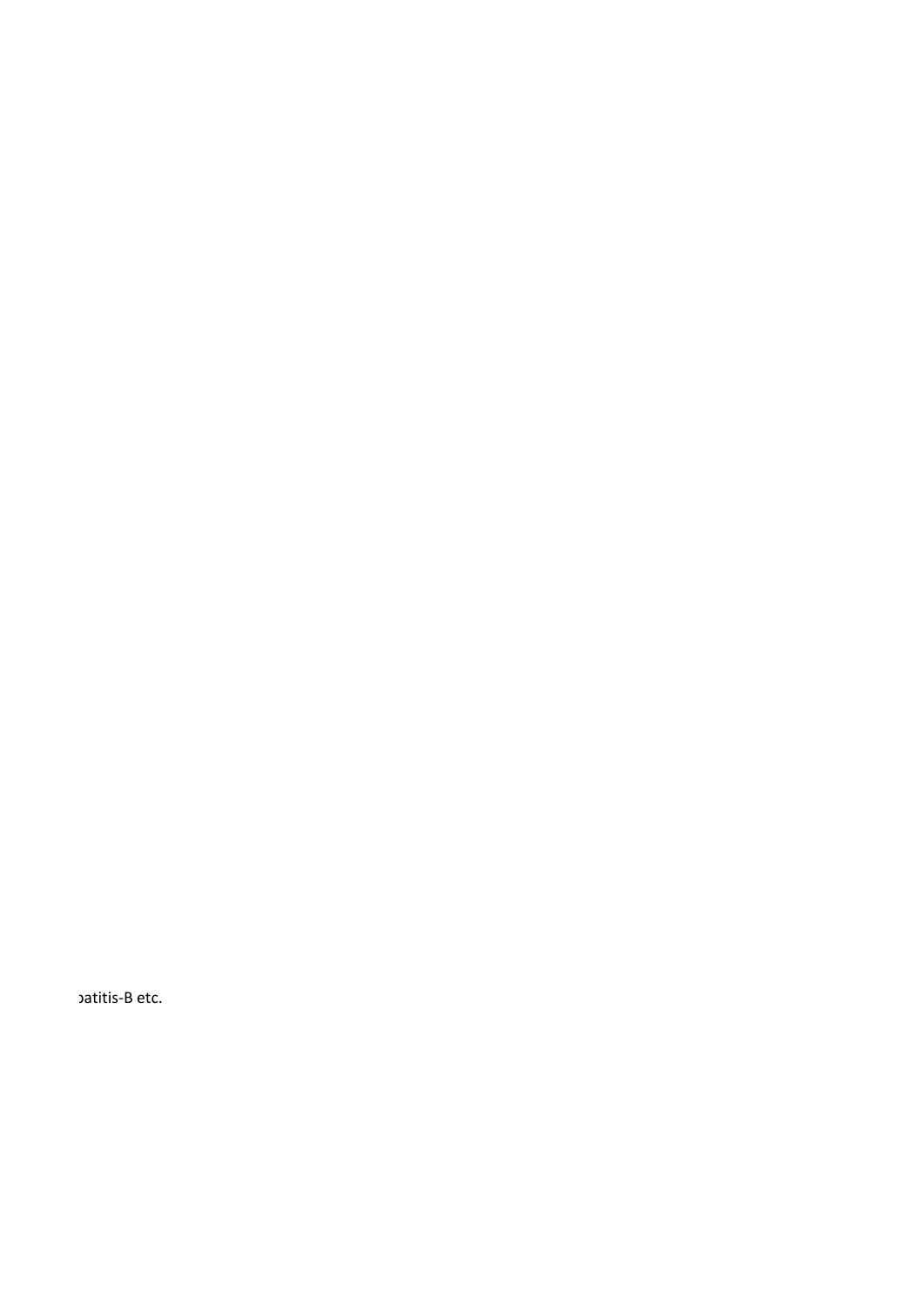patitis-B etc.